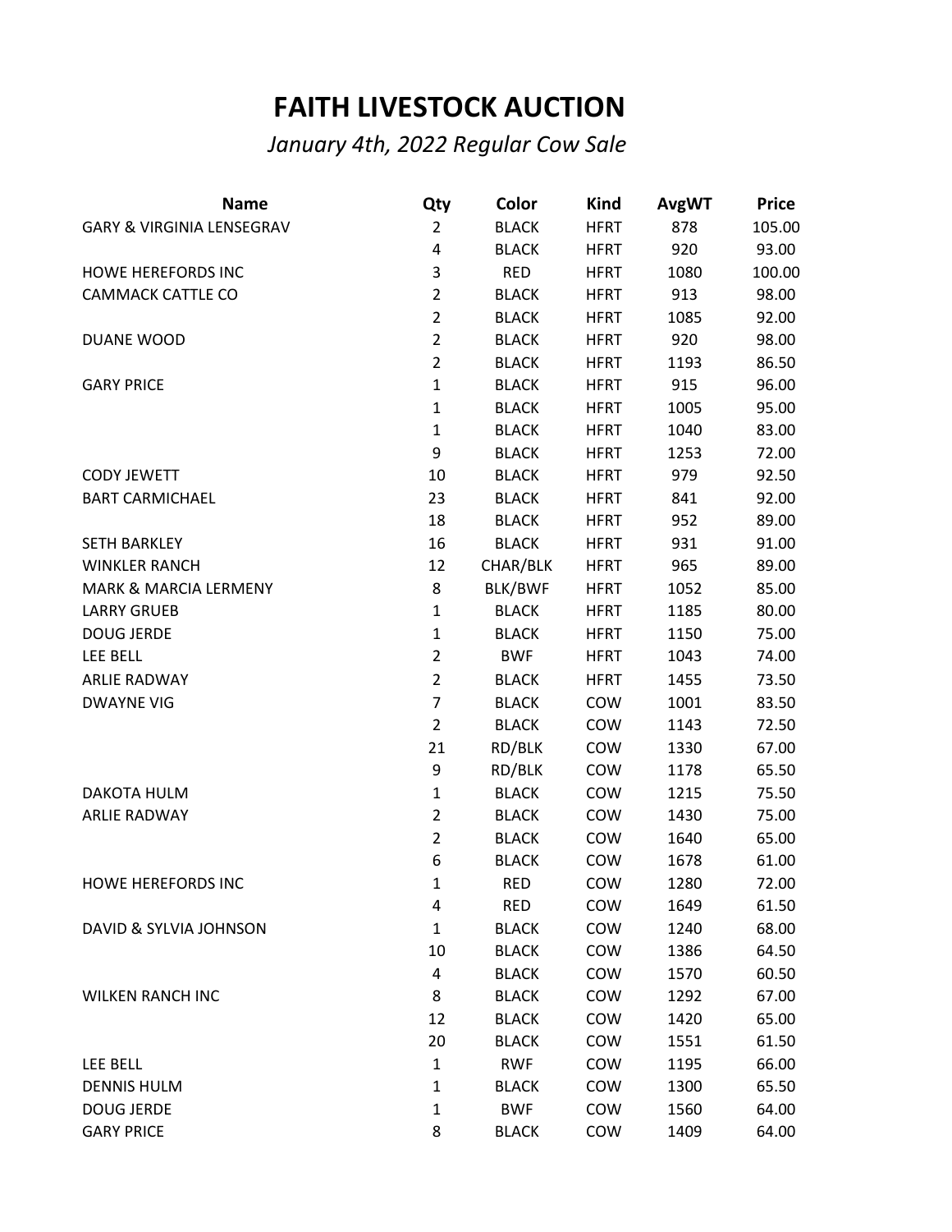# FAITH LIVESTOCK AUCTION

*January 4th, 2022 Regular Cow Sale*

| Name | Qty | Color | Kind | AvgWT | Price |
|---|---|---|---|---|---|
| GARY & VIRGINIA LENSEGRAV | 2 | BLACK | HFRT | 878 | 105.00 |
| | 4 | BLACK | HFRT | 920 | 93.00 |
| HOWE HEREFORDS INC | 3 | RED | HFRT | 1080 | 100.00 |
| CAMMACK CATTLE CO | 2 | BLACK | HFRT | 913 | 98.00 |
| | 2 | BLACK | HFRT | 1085 | 92.00 |
| DUANE WOOD | 2 | BLACK | HFRT | 920 | 98.00 |
| | 2 | BLACK | HFRT | 1193 | 86.50 |
| GARY PRICE | 1 | BLACK | HFRT | 915 | 96.00 |
| | 1 | BLACK | HFRT | 1005 | 95.00 |
| | 1 | BLACK | HFRT | 1040 | 83.00 |
| | 9 | BLACK | HFRT | 1253 | 72.00 |
| CODY JEWETT | 10 | BLACK | HFRT | 979 | 92.50 |
| BART CARMICHAEL | 23 | BLACK | HFRT | 841 | 92.00 |
| | 18 | BLACK | HFRT | 952 | 89.00 |
| SETH BARKLEY | 16 | BLACK | HFRT | 931 | 91.00 |
| WINKLER RANCH | 12 | CHAR/BLK | HFRT | 965 | 89.00 |
| MARK & MARCIA LERMENY | 8 | BLK/BWF | HFRT | 1052 | 85.00 |
| LARRY GRUEB | 1 | BLACK | HFRT | 1185 | 80.00 |
| DOUG JERDE | 1 | BLACK | HFRT | 1150 | 75.00 |
| LEE BELL | 2 | BWF | HFRT | 1043 | 74.00 |
| ARLIE RADWAY | 2 | BLACK | HFRT | 1455 | 73.50 |
| DWAYNE VIG | 7 | BLACK | COW | 1001 | 83.50 |
| | 2 | BLACK | COW | 1143 | 72.50 |
| | 21 | RD/BLK | COW | 1330 | 67.00 |
| | 9 | RD/BLK | COW | 1178 | 65.50 |
| DAKOTA HULM | 1 | BLACK | COW | 1215 | 75.50 |
| ARLIE RADWAY | 2 | BLACK | COW | 1430 | 75.00 |
| | 2 | BLACK | COW | 1640 | 65.00 |
| | 6 | BLACK | COW | 1678 | 61.00 |
| HOWE HEREFORDS INC | 1 | RED | COW | 1280 | 72.00 |
| | 4 | RED | COW | 1649 | 61.50 |
| DAVID & SYLVIA JOHNSON | 1 | BLACK | COW | 1240 | 68.00 |
| | 10 | BLACK | COW | 1386 | 64.50 |
| | 4 | BLACK | COW | 1570 | 60.50 |
| WILKEN RANCH INC | 8 | BLACK | COW | 1292 | 67.00 |
| | 12 | BLACK | COW | 1420 | 65.00 |
| | 20 | BLACK | COW | 1551 | 61.50 |
| LEE BELL | 1 | RWF | COW | 1195 | 66.00 |
| DENNIS HULM | 1 | BLACK | COW | 1300 | 65.50 |
| DOUG JERDE | 1 | BWF | COW | 1560 | 64.00 |
| GARY PRICE | 8 | BLACK | COW | 1409 | 64.00 |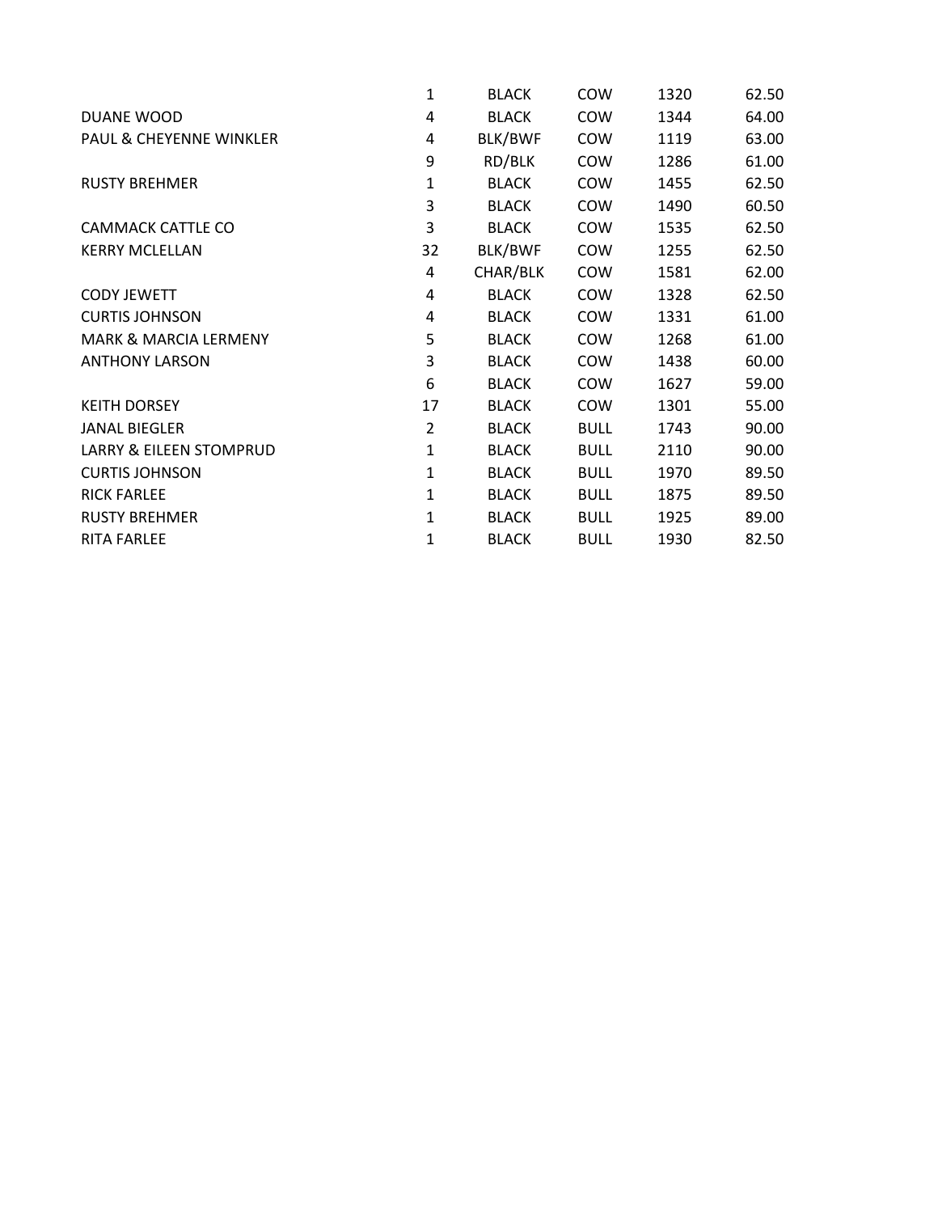| | | | | | |
|---|---|---|---|---|---|
| | 1 | BLACK | COW | 1320 | 62.50 |
| DUANE WOOD | 4 | BLACK | COW | 1344 | 64.00 |
| PAUL & CHEYENNE WINKLER | 4 | BLK/BWF | COW | 1119 | 63.00 |
| | 9 | RD/BLK | COW | 1286 | 61.00 |
| RUSTY BREHMER | 1 | BLACK | COW | 1455 | 62.50 |
| | 3 | BLACK | COW | 1490 | 60.50 |
| CAMMACK CATTLE CO | 3 | BLACK | COW | 1535 | 62.50 |
| KERRY MCLELLAN | 32 | BLK/BWF | COW | 1255 | 62.50 |
| | 4 | CHAR/BLK | COW | 1581 | 62.00 |
| CODY JEWETT | 4 | BLACK | COW | 1328 | 62.50 |
| CURTIS JOHNSON | 4 | BLACK | COW | 1331 | 61.00 |
| MARK & MARCIA LERMENY | 5 | BLACK | COW | 1268 | 61.00 |
| ANTHONY LARSON | 3 | BLACK | COW | 1438 | 60.00 |
| | 6 | BLACK | COW | 1627 | 59.00 |
| KEITH DORSEY | 17 | BLACK | COW | 1301 | 55.00 |
| JANAL BIEGLER | 2 | BLACK | BULL | 1743 | 90.00 |
| LARRY & EILEEN STOMPRUD | 1 | BLACK | BULL | 2110 | 90.00 |
| CURTIS JOHNSON | 1 | BLACK | BULL | 1970 | 89.50 |
| RICK FARLEE | 1 | BLACK | BULL | 1875 | 89.50 |
| RUSTY BREHMER | 1 | BLACK | BULL | 1925 | 89.00 |
| RITA FARLEE | 1 | BLACK | BULL | 1930 | 82.50 |